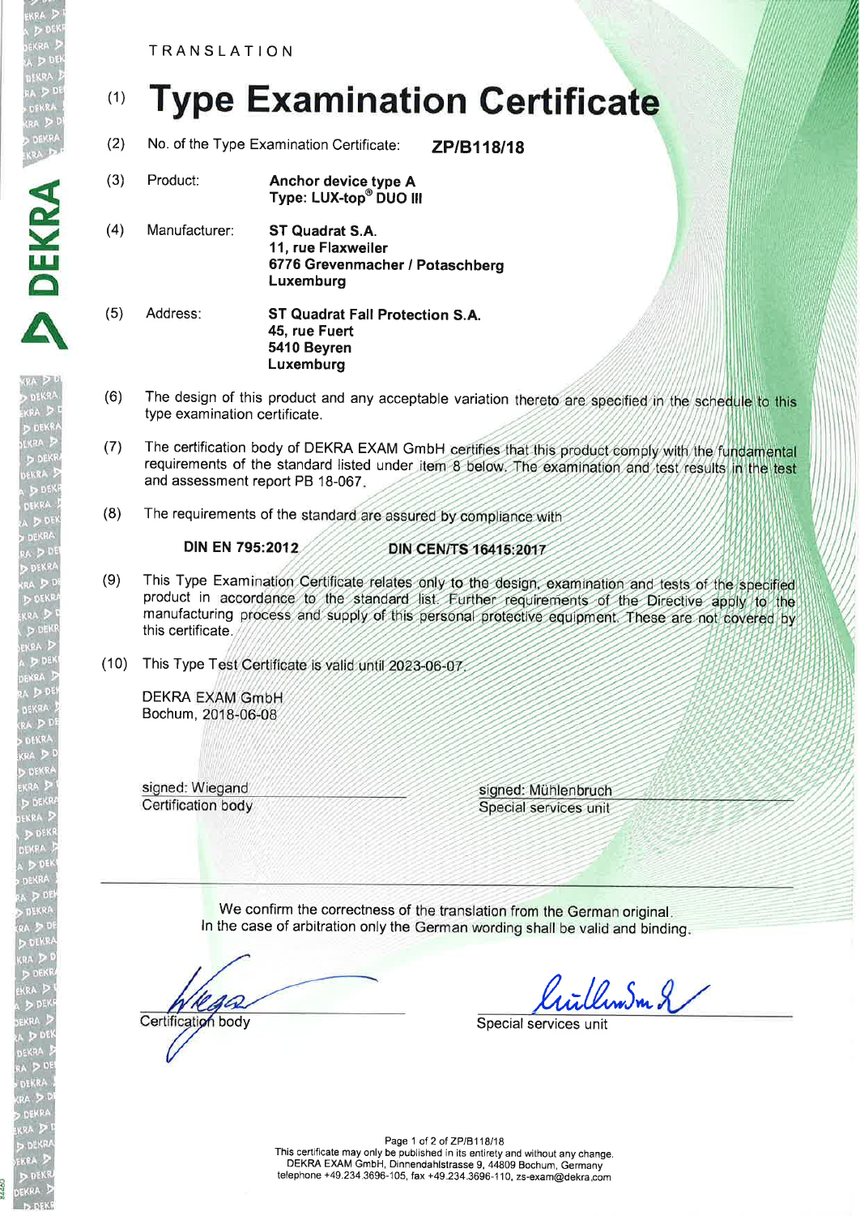TRANSLATION

# (1) Type Examination Certificate

(2) No. of the Type Examination Certificate: **ZP/B118/18**

(3) Product: **Anchor device type A**
**Type: LUX-top® DUO III**

(4) Manufacturer: **ST Quadrat S.A.**
**11, rue Flaxweiler**
**6776 Grevenmacher / Potaschberg**
**Luxemburg**

(5) Address: **ST Quadrat Fall Protection S.A.**
**45, rue Fuert**
**5410 Beyren**
**Luxemburg**

(6) The design of this product and any acceptable variation thereto are specified in the schedule to this type examination certificate.

(7) The certification body of DEKRA EXAM GmbH certifies that this product comply with the fundamental requirements of the standard listed under item 8 below. The examination and test results in the test and assessment report PB 18-067.

(8) The requirements of the standard are assured by compliance with

**DIN EN 795:2012** **DIN CEN/TS 16415:2017**

(9) This Type Examination Certificate relates only to the design, examination and tests of the specified product in accordance to the standard list. Further requirements of the Directive apply to the manufacturing process and supply of this personal protective equipment. These are not covered by this certificate.

(10) This Type Test Certificate is valid until 2023-06-07.

DEKRA EXAM GmbH
Bochum, 2018-06-08

signed: Wiegand
Certification body

signed: Mühlenbruch
Special services unit

---

We confirm the correctness of the translation from the German original.
In the case of arbitration only the German wording shall be valid and binding.

Certification body

Special services unit

This certificate may only be published in its entirety and without any change.
DEKRA EXAM GmbH, Dinnendahlstrasse 9, 44809 Bochum, Germany
telephone +49.234.3696-105, fax +49.234.3696-110, zs-exam@dekra.com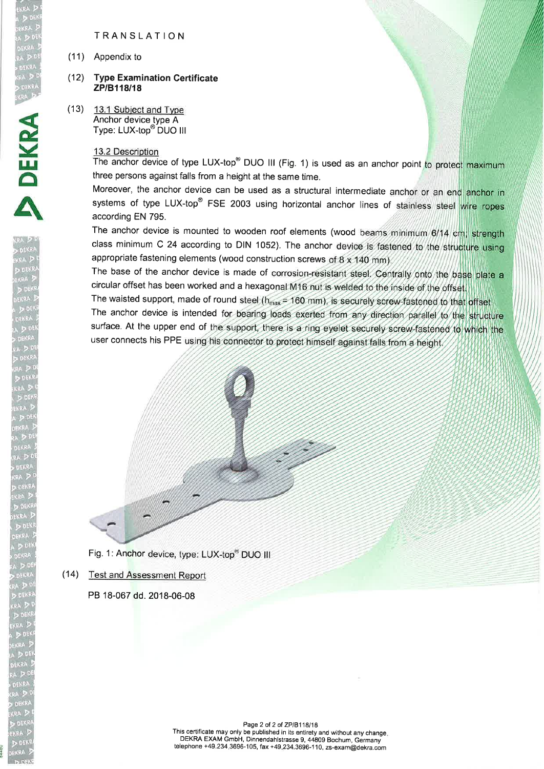TRANSLATION

(11) Appendix to

(12) **Type Examination Certificate**
**ZP/B118/18**

(13) 13.1 Subject and Type
Anchor device type A
Type: LUX-top® DUO III

13.2 Description
The anchor device of type LUX-top® DUO III (Fig. 1) is used as an anchor point to protect maximum three persons against falls from a height at the same time.
Moreover, the anchor device can be used as a structural intermediate anchor or an end anchor in systems of type LUX-top® FSE 2003 using horizontal anchor lines of stainless steel wire ropes according EN 795.
The anchor device is mounted to wooden roof elements (wood beams minimum 6/14 cm; strength class minimum C 24 according to DIN 1052). The anchor device is fastened to the structure using appropriate fastening elements (wood construction screws of 8 x 140 mm).
The base of the anchor device is made of corrosion-resistant steel. Centrally onto the base plate a circular offset has been worked and a hexagonal M16 nut is welded to the inside of the offset.
The waisted support, made of round steel ($h_{max}$ = 160 mm), is securely screw-fastened to that offset.
The anchor device is intended for bearing loads exerted from any direction parallel to the structure surface. At the upper end of the support, there is a ring eyelet securely screw-fastened to which the user connects his PPE using his connector to protect himself against falls from a height.

Fig. 1: Anchor device, type: LUX-top® DUO III

(14) Test and Assessment Report

PB 18-067 dd. 2018-06-08

This certificate may only be published in its entirety and without any change.
DEKRA EXAM GmbH, Dinnendahlstrasse 9, 44809 Bochum, Germany
telephone +49.234.3696-105, fax +49.234.3696-110, zs-exam@dekra.com